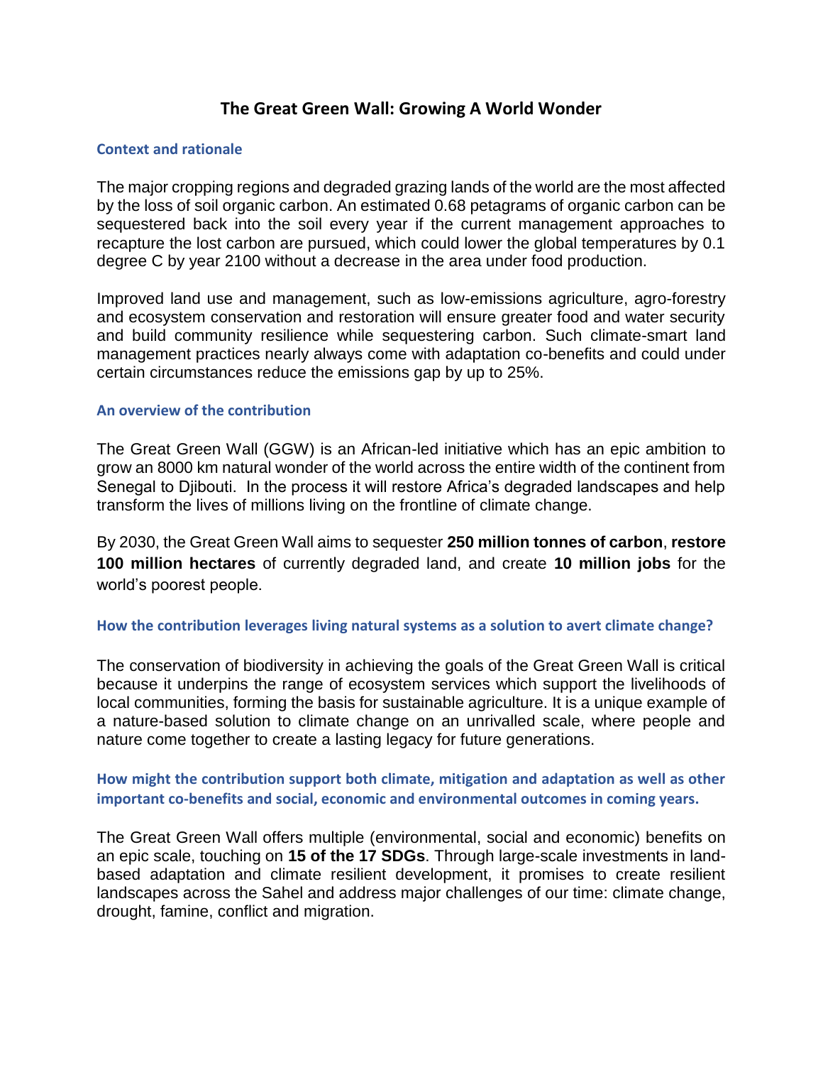# The Great Green Wall: Growing A World Wonder

## Context and rationale

The major cropping regions and degraded grazing lands of the world are the most affected by the loss of soil organic carbon. An estimated 0.68 petagrams of organic carbon can be sequestered back into the soil every year if the current management approaches to recapture the lost carbon are pursued, which could lower the global temperatures by 0.1 degree C by year 2100 without a decrease in the area under food production.

Improved land use and management, such as low-emissions agriculture, agro-forestry and ecosystem conservation and restoration will ensure greater food and water security and build community resilience while sequestering carbon. Such climate-smart land management practices nearly always come with adaptation co-benefits and could under certain circumstances reduce the emissions gap by up to 25%.

## An overview of the contribution

The Great Green Wall (GGW) is an African-led initiative which has an epic ambition to grow an 8000 km natural wonder of the world across the entire width of the continent from Senegal to Djibouti. In the process it will restore Africa's degraded landscapes and help transform the lives of millions living on the frontline of climate change.

By 2030, the Great Green Wall aims to sequester **250 million tonnes of carbon**, **restore 100 million hectares** of currently degraded land, and create **10 million jobs** for the world's poorest people.

## How the contribution leverages living natural systems as a solution to avert climate change?

The conservation of biodiversity in achieving the goals of the Great Green Wall is critical because it underpins the range of ecosystem services which support the livelihoods of local communities, forming the basis for sustainable agriculture. It is a unique example of a nature-based solution to climate change on an unrivalled scale, where people and nature come together to create a lasting legacy for future generations.

## How might the contribution support both climate, mitigation and adaptation as well as other important co-benefits and social, economic and environmental outcomes in coming years.

The Great Green Wall offers multiple (environmental, social and economic) benefits on an epic scale, touching on **15 of the 17 SDGs**. Through large-scale investments in land-based adaptation and climate resilient development, it promises to create resilient landscapes across the Sahel and address major challenges of our time: climate change, drought, famine, conflict and migration.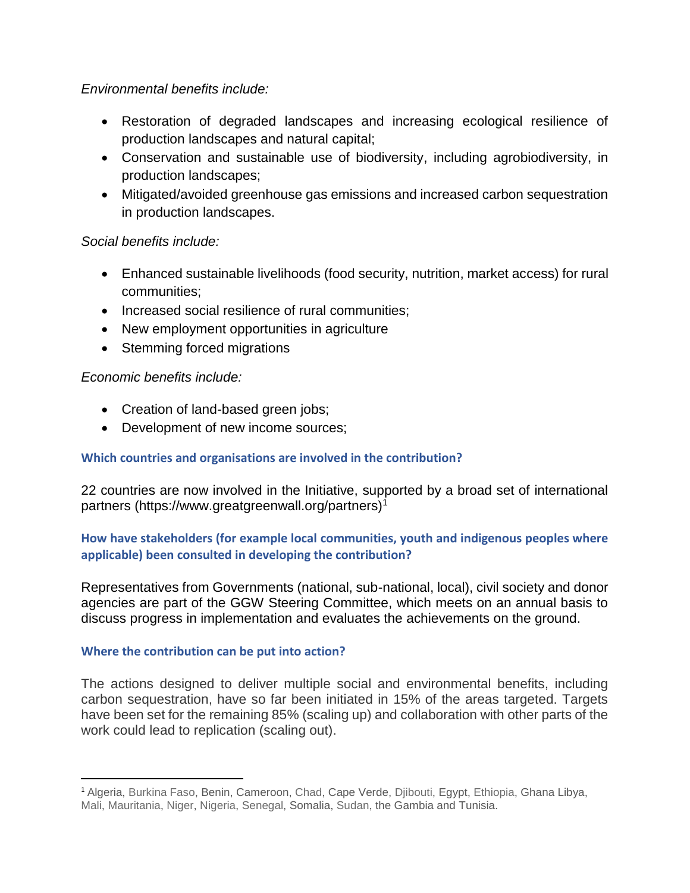*Environmental benefits include:*

- Restoration of degraded landscapes and increasing ecological resilience of production landscapes and natural capital;
- Conservation and sustainable use of biodiversity, including agrobiodiversity, in production landscapes;
- Mitigated/avoided greenhouse gas emissions and increased carbon sequestration in production landscapes.

*Social benefits include:*

- Enhanced sustainable livelihoods (food security, nutrition, market access) for rural communities;
- Increased social resilience of rural communities;
- New employment opportunities in agriculture
- Stemming forced migrations

*Economic benefits include:*

- Creation of land-based green jobs;
- Development of new income sources;

### Which countries and organisations are involved in the contribution?

22 countries are now involved in the Initiative, supported by a broad set of international partners (https://www.greatgreenwall.org/partners)[1]

### How have stakeholders (for example local communities, youth and indigenous peoples where applicable) been consulted in developing the contribution?

Representatives from Governments (national, sub-national, local), civil society and donor agencies are part of the GGW Steering Committee, which meets on an annual basis to discuss progress in implementation and evaluates the achievements on the ground.

### Where the contribution can be put into action?

The actions designed to deliver multiple social and environmental benefits, including carbon sequestration, have so far been initiated in 15% of the areas targeted. Targets have been set for the remaining 85% (scaling up) and collaboration with other parts of the work could lead to replication (scaling out).

---

[1] Algeria, Burkina Faso, Benin, Cameroon, Chad, Cape Verde, Djibouti, Egypt, Ethiopia, Ghana Libya, Mali, Mauritania, Niger, Nigeria, Senegal, Somalia, Sudan, the Gambia and Tunisia.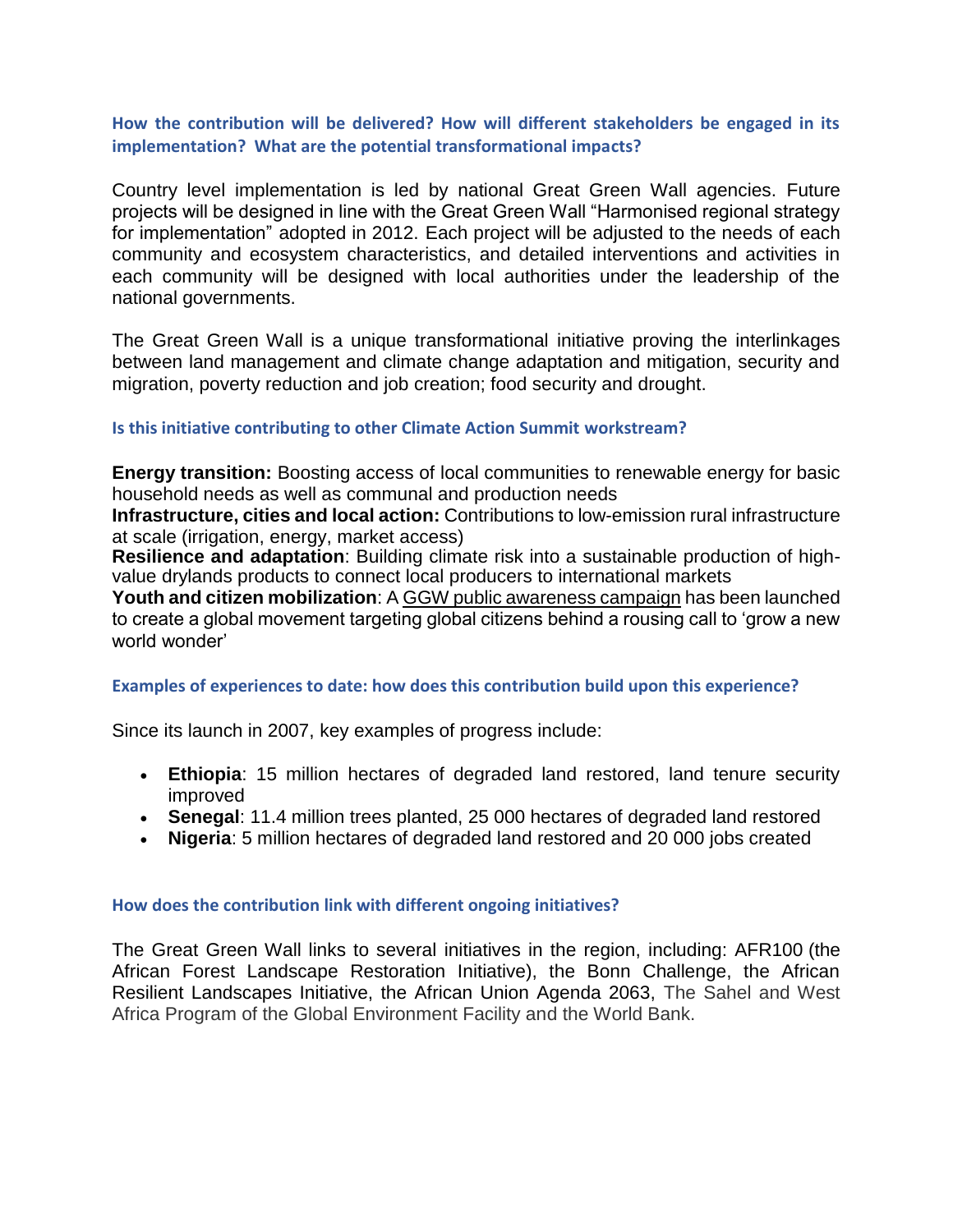### How the contribution will be delivered? How will different stakeholders be engaged in its implementation? What are the potential transformational impacts?

Country level implementation is led by national Great Green Wall agencies. Future projects will be designed in line with the Great Green Wall "Harmonised regional strategy for implementation" adopted in 2012. Each project will be adjusted to the needs of each community and ecosystem characteristics, and detailed interventions and activities in each community will be designed with local authorities under the leadership of the national governments.

The Great Green Wall is a unique transformational initiative proving the interlinkages between land management and climate change adaptation and mitigation, security and migration, poverty reduction and job creation; food security and drought.

### Is this initiative contributing to other Climate Action Summit workstream?

**Energy transition:** Boosting access of local communities to renewable energy for basic household needs as well as communal and production needs
**Infrastructure, cities and local action:** Contributions to low-emission rural infrastructure at scale (irrigation, energy, market access)
**Resilience and adaptation**: Building climate risk into a sustainable production of high-value drylands products to connect local producers to international markets
**Youth and citizen mobilization**: A GGW public awareness campaign has been launched to create a global movement targeting global citizens behind a rousing call to 'grow a new world wonder'

### Examples of experiences to date: how does this contribution build upon this experience?

Since its launch in 2007, key examples of progress include:

- **Ethiopia**: 15 million hectares of degraded land restored, land tenure security improved
- **Senegal**: 11.4 million trees planted, 25 000 hectares of degraded land restored
- **Nigeria**: 5 million hectares of degraded land restored and 20 000 jobs created

### How does the contribution link with different ongoing initiatives?

The Great Green Wall links to several initiatives in the region, including: AFR100 (the African Forest Landscape Restoration Initiative), the Bonn Challenge, the African Resilient Landscapes Initiative, the African Union Agenda 2063, The Sahel and West Africa Program of the Global Environment Facility and the World Bank.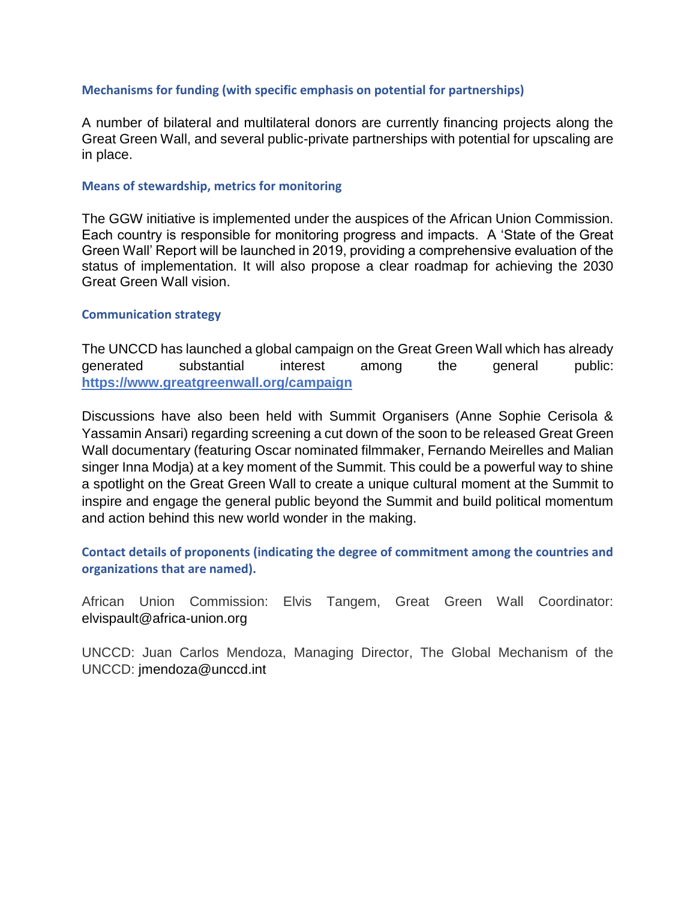### Mechanisms for funding (with specific emphasis on potential for partnerships)

A number of bilateral and multilateral donors are currently financing projects along the Great Green Wall, and several public-private partnerships with potential for upscaling are in place.

### Means of stewardship, metrics for monitoring

The GGW initiative is implemented under the auspices of the African Union Commission. Each country is responsible for monitoring progress and impacts. A 'State of the Great Green Wall' Report will be launched in 2019, providing a comprehensive evaluation of the status of implementation. It will also propose a clear roadmap for achieving the 2030 Great Green Wall vision.

### Communication strategy

The UNCCD has launched a global campaign on the Great Green Wall which has already generated substantial interest among the general public: **https://www.greatgreenwall.org/campaign**

Discussions have also been held with Summit Organisers (Anne Sophie Cerisola & Yassamin Ansari) regarding screening a cut down of the soon to be released Great Green Wall documentary (featuring Oscar nominated filmmaker, Fernando Meirelles and Malian singer Inna Modja) at a key moment of the Summit. This could be a powerful way to shine a spotlight on the Great Green Wall to create a unique cultural moment at the Summit to inspire and engage the general public beyond the Summit and build political momentum and action behind this new world wonder in the making.

### Contact details of proponents (indicating the degree of commitment among the countries and organizations that are named).

African Union Commission: Elvis Tangem, Great Green Wall Coordinator: elvispault@africa-union.org

UNCCD: Juan Carlos Mendoza, Managing Director, The Global Mechanism of the UNCCD: jmendoza@unccd.int